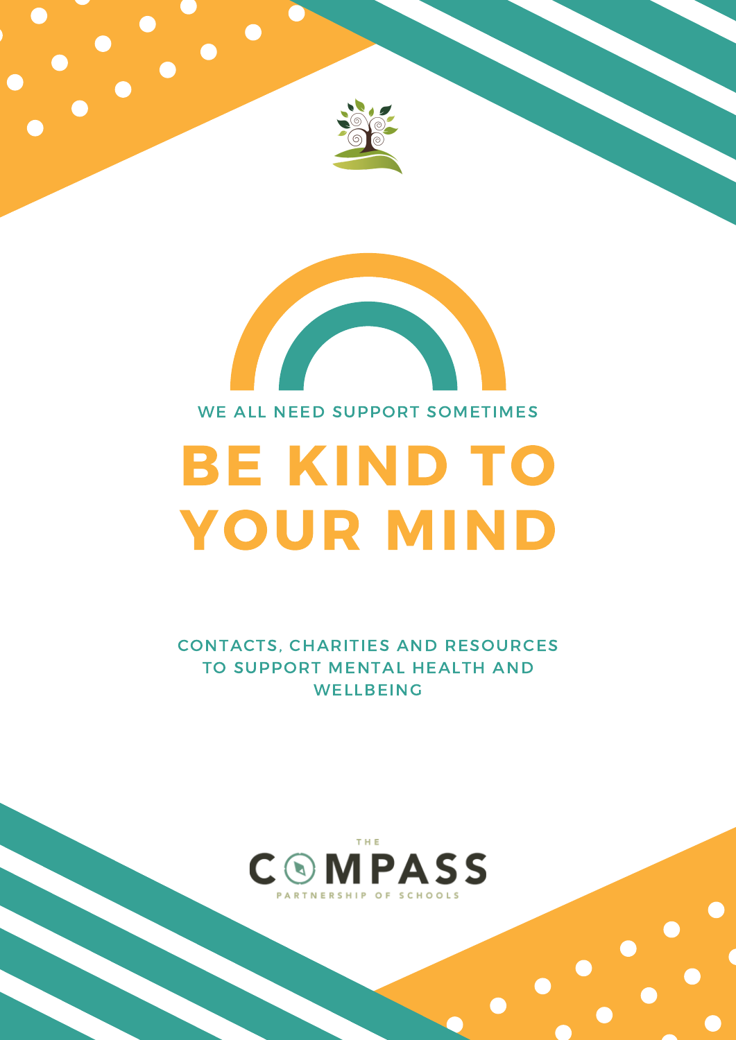WE ALL NEED SUPPORT SOMETIMES

# BE KIND TO YOUR MIND

CONTACTS, CHARITIES AND RESOURCES TO SUPPORT MENTAL HEALTH AND WELLBEING

THE COMPASS PARTNERSHIP OF SCHOOLS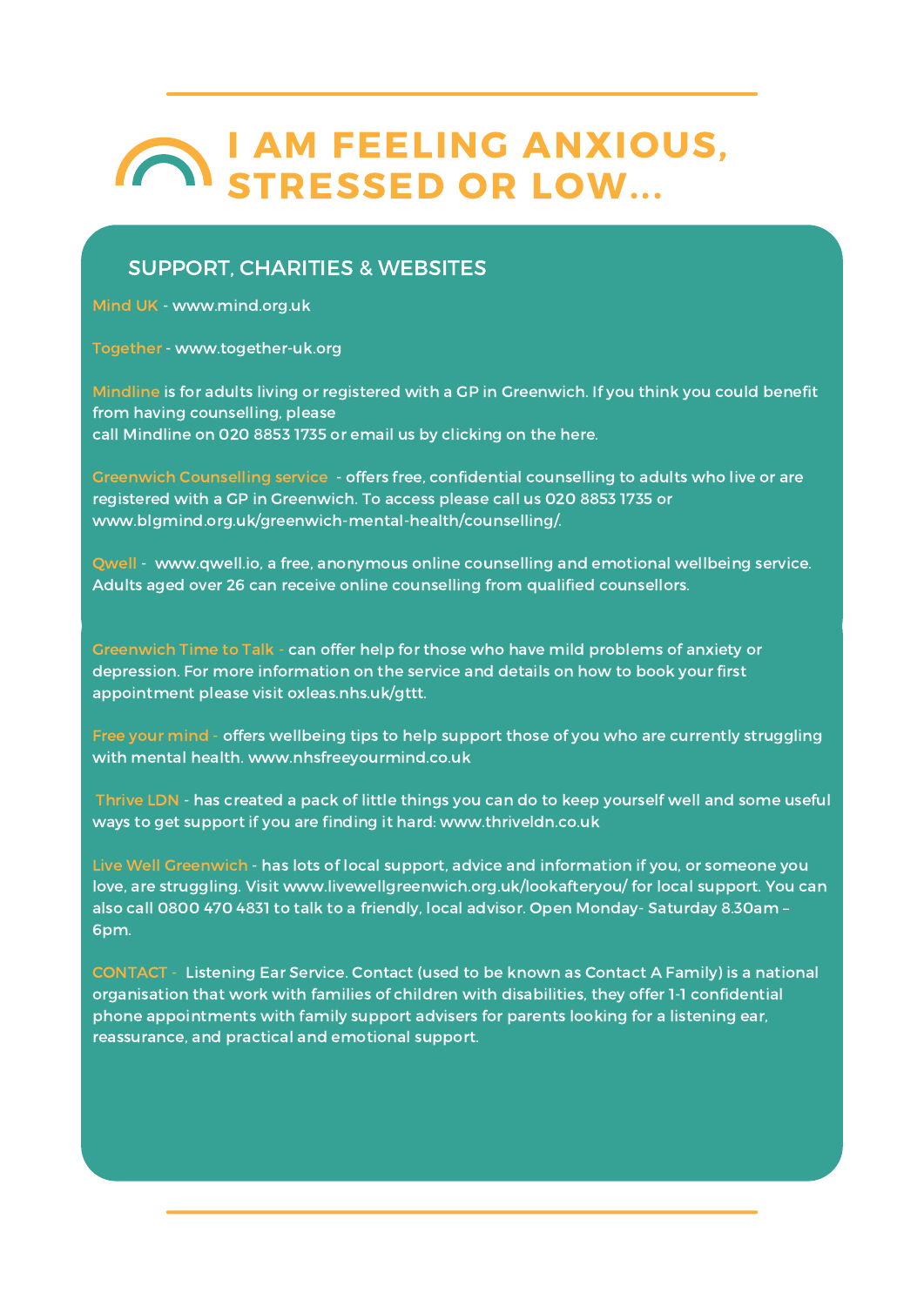# I AM FEELING ANXIOUS, STRESSED OR LOW...

## SUPPORT, CHARITIES & WEBSITES

**Mind UK** - www.mind.org.uk

**Together** - www.together-uk.org

**Mindline** is for adults living or registered with a GP in Greenwich. If you think you could benefit from having counselling, please
call Mindline on 020 8853 1735 or email us by clicking on the here.

**Greenwich Counselling service** - offers free, confidential counselling to adults who live or are registered with a GP in Greenwich. To access please call us 020 8853 1735 or www.blgmind.org.uk/greenwich-mental-health/counselling/.

**Qwell** - www.qwell.io, a free, anonymous online counselling and emotional wellbeing service. Adults aged over 26 can receive online counselling from qualified counsellors.

**Greenwich Time to Talk** - can offer help for those who have mild problems of anxiety or depression. For more information on the service and details on how to book your first appointment please visit oxleas.nhs.uk/gttt.

**Free your mind** - offers wellbeing tips to help support those of you who are currently struggling with mental health. www.nhsfreeyourmind.co.uk

**Thrive LDN** - has created a pack of little things you can do to keep yourself well and some useful ways to get support if you are finding it hard: www.thriveldn.co.uk

**Live Well Greenwich** - has lots of local support, advice and information if you, or someone you love, are struggling. Visit www.livewellgreenwich.org.uk/lookafteryou/ for local support. You can also call 0800 470 4831 to talk to a friendly, local advisor. Open Monday- Saturday 8.30am – 6pm.

**CONTACT** - Listening Ear Service. Contact (used to be known as Contact A Family) is a national organisation that work with families of children with disabilities, they offer 1-1 confidential phone appointments with family support advisers for parents looking for a listening ear, reassurance, and practical and emotional support.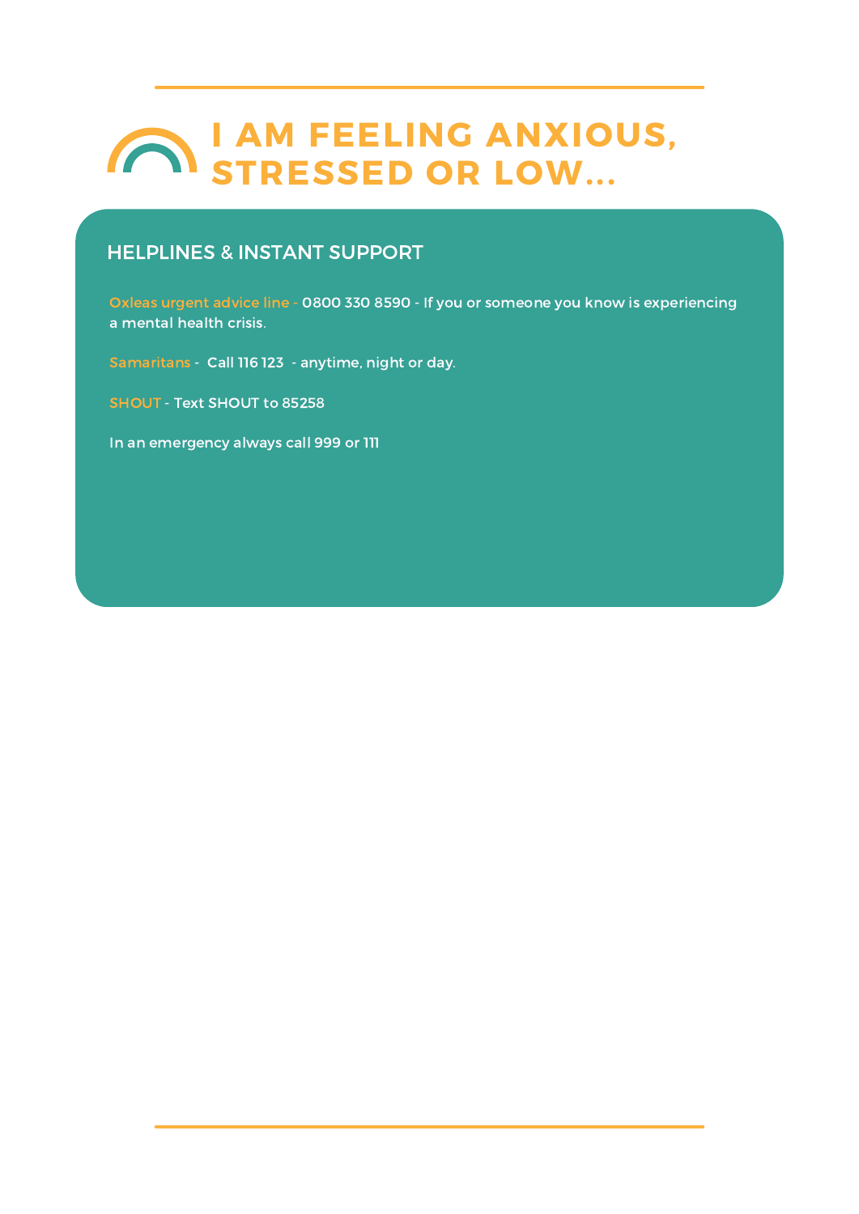# I AM FEELING ANXIOUS, STRESSED OR LOW...

## HELPLINES & INSTANT SUPPORT

Oxleas urgent advice line - 0800 330 8590 - If you or someone you know is experiencing a mental health crisis.

Samaritans - Call 116 123 - anytime, night or day.

SHOUT - Text SHOUT to 85258

In an emergency always call 999 or 111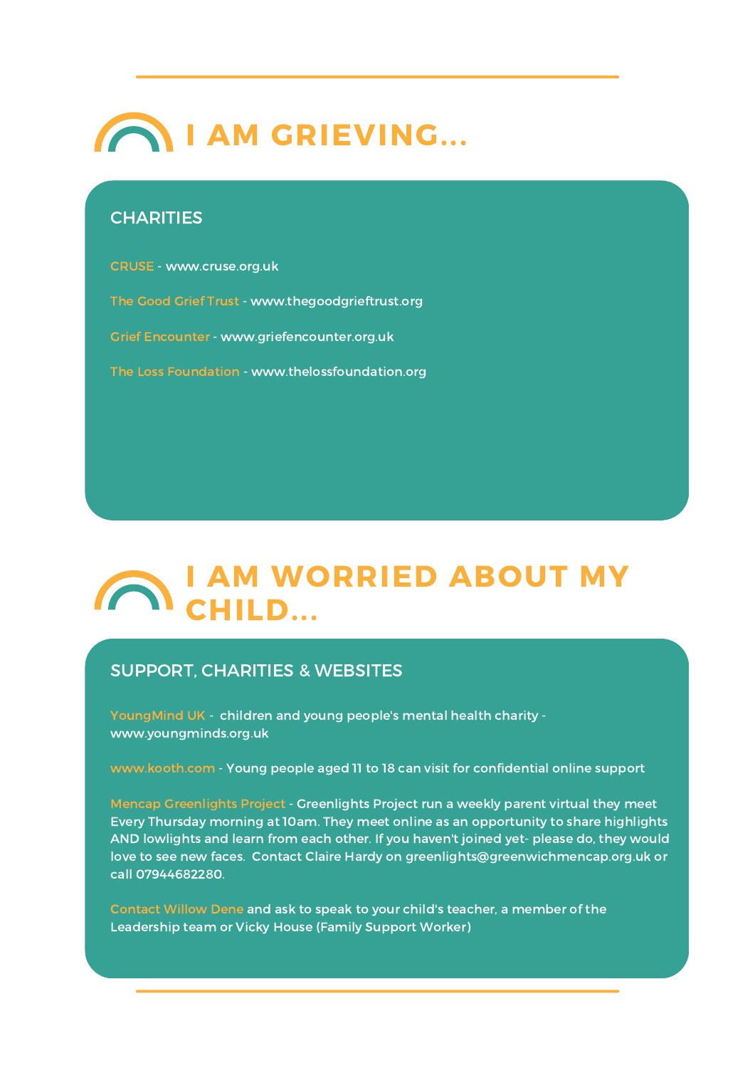# I AM GRIEVING...

## CHARITIES

CRUSE - www.cruse.org.uk

The Good Grief Trust - www.thegoodgrieftrust.org

Grief Encounter - www.griefencounter.org.uk

The Loss Foundation - www.thelossfoundation.org

# I AM WORRIED ABOUT MY CHILD...

## SUPPORT, CHARITIES & WEBSITES

YoungMind UK - children and young people's mental health charity - www.youngminds.org.uk

www.kooth.com - Young people aged 11 to 18 can visit for confidential online support

Mencap Greenlights Project - Greenlights Project run a weekly parent virtual they meet Every Thursday morning at 10am. They meet online as an opportunity to share highlights AND lowlights and learn from each other. If you haven't joined yet- please do, they would love to see new faces. Contact Claire Hardy on greenlights@greenwichmencap.org.uk or call 07944682280.

Contact Willow Dene and ask to speak to your child's teacher, a member of the Leadership team or Vicky House (Family Support Worker)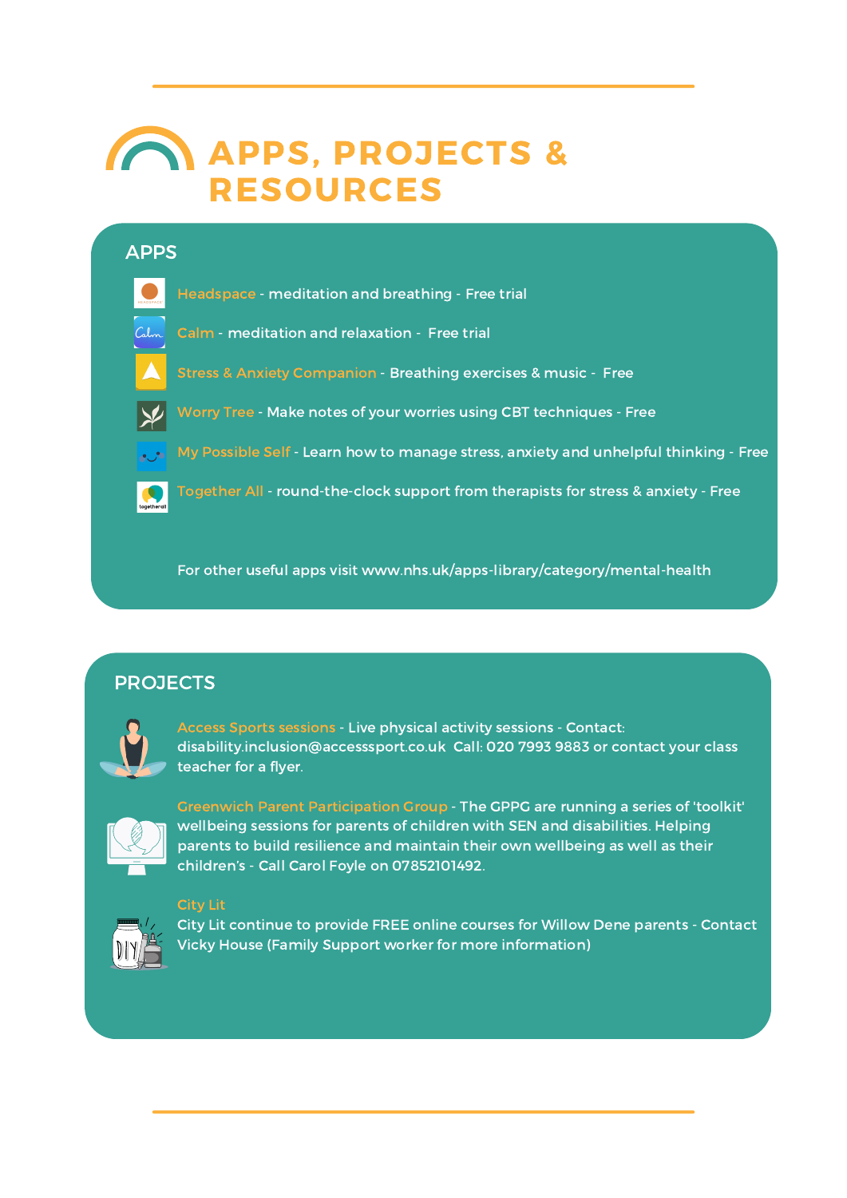# APPS, PROJECTS & RESOURCES

## APPS

- **Headspace** - meditation and breathing - Free trial
- **Calm** - meditation and relaxation - Free trial
- **Stress & Anxiety Companion** - Breathing exercises & music - Free
- **Worry Tree** - Make notes of your worries using CBT techniques - Free
- **My Possible Self** - Learn how to manage stress, anxiety and unhelpful thinking - Free
- **Together All** - round-the-clock support from therapists for stress & anxiety - Free

For other useful apps visit www.nhs.uk/apps-library/category/mental-health

## PROJECTS

**Access Sports sessions** - Live physical activity sessions - Contact: disability.inclusion@accesssport.co.uk Call: 020 7993 9883 or contact your class teacher for a flyer.

**Greenwich Parent Participation Group** - The GPPG are running a series of 'toolkit' wellbeing sessions for parents of children with SEN and disabilities. Helping parents to build resilience and maintain their own wellbeing as well as their children's - Call Carol Foyle on 07852101492.

**City Lit**
City Lit continue to provide FREE online courses for Willow Dene parents - Contact Vicky House (Family Support worker for more information)